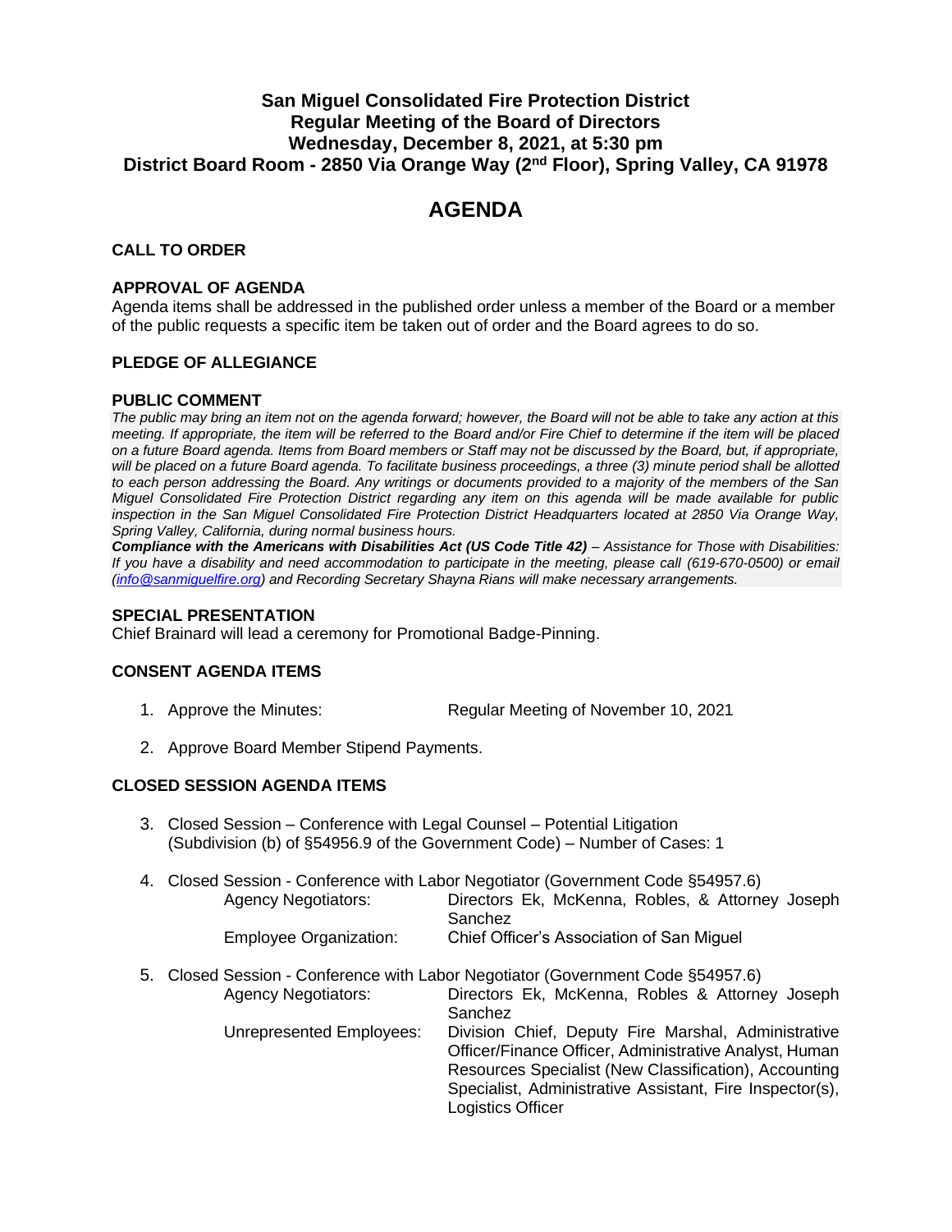# San Miguel Consolidated Fire Protection District
## Regular Meeting of the Board of Directors
## Wednesday, December 8, 2021, at 5:30 pm
## District Board Room - 2850 Via Orange Way (2nd Floor), Spring Valley, CA 91978

# AGENDA

### CALL TO ORDER

### APPROVAL OF AGENDA

Agenda items shall be addressed in the published order unless a member of the Board or a member of the public requests a specific item be taken out of order and the Board agrees to do so.

### PLEDGE OF ALLEGIANCE

### PUBLIC COMMENT

*The public may bring an item not on the agenda forward; however, the Board will not be able to take any action at this meeting. If appropriate, the item will be referred to the Board and/or Fire Chief to determine if the item will be placed on a future Board agenda. Items from Board members or Staff may not be discussed by the Board, but, if appropriate, will be placed on a future Board agenda. To facilitate business proceedings, a three (3) minute period shall be allotted to each person addressing the Board. Any writings or documents provided to a majority of the members of the San Miguel Consolidated Fire Protection District regarding any item on this agenda will be made available for public inspection in the San Miguel Consolidated Fire Protection District Headquarters located at 2850 Via Orange Way, Spring Valley, California, during normal business hours.*

***Compliance with the Americans with Disabilities Act (US Code Title 42)** – Assistance for Those with Disabilities: If you have a disability and need accommodation to participate in the meeting, please call (619-670-0500) or email (info@sanmiguelfire.org) and Recording Secretary Shayna Rians will make necessary arrangements.*

### SPECIAL PRESENTATION

Chief Brainard will lead a ceremony for Promotional Badge-Pinning.

### CONSENT AGENDA ITEMS

1. Approve the Minutes: Regular Meeting of November 10, 2021
2. Approve Board Member Stipend Payments.

### CLOSED SESSION AGENDA ITEMS

3. Closed Session – Conference with Legal Counsel – Potential Litigation (Subdivision (b) of §54956.9 of the Government Code) – Number of Cases: 1

4. Closed Session - Conference with Labor Negotiator (Government Code §54957.6)
   - Agency Negotiators: Directors Ek, McKenna, Robles, & Attorney Joseph Sanchez
   - Employee Organization: Chief Officer's Association of San Miguel

5. Closed Session - Conference with Labor Negotiator (Government Code §54957.6)
   - Agency Negotiators: Directors Ek, McKenna, Robles & Attorney Joseph Sanchez
   - Unrepresented Employees: Division Chief, Deputy Fire Marshal, Administrative Officer/Finance Officer, Administrative Analyst, Human Resources Specialist (New Classification), Accounting Specialist, Administrative Assistant, Fire Inspector(s), Logistics Officer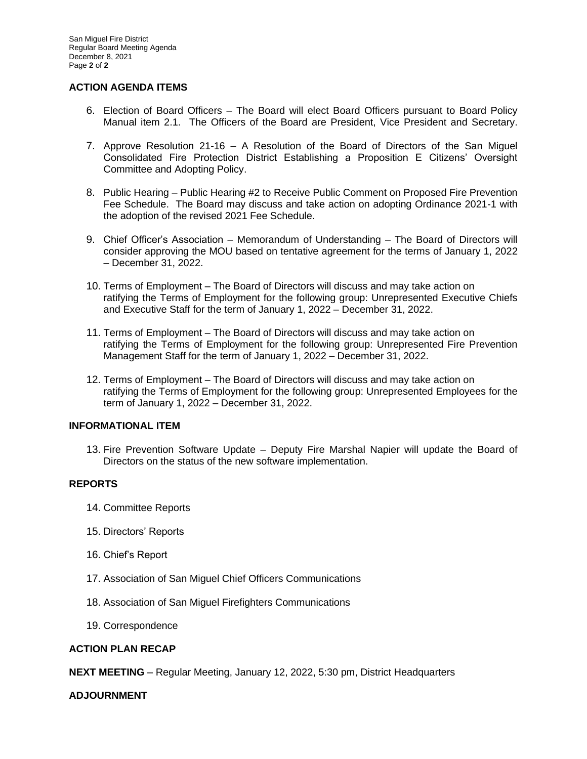## ACTION AGENDA ITEMS

6. Election of Board Officers – The Board will elect Board Officers pursuant to Board Policy Manual item 2.1. The Officers of the Board are President, Vice President and Secretary.

7. Approve Resolution 21-16 – A Resolution of the Board of Directors of the San Miguel Consolidated Fire Protection District Establishing a Proposition E Citizens' Oversight Committee and Adopting Policy.

8. Public Hearing – Public Hearing #2 to Receive Public Comment on Proposed Fire Prevention Fee Schedule. The Board may discuss and take action on adopting Ordinance 2021-1 with the adoption of the revised 2021 Fee Schedule.

9. Chief Officer's Association – Memorandum of Understanding – The Board of Directors will consider approving the MOU based on tentative agreement for the terms of January 1, 2022 – December 31, 2022.

10. Terms of Employment – The Board of Directors will discuss and may take action on ratifying the Terms of Employment for the following group: Unrepresented Executive Chiefs and Executive Staff for the term of January 1, 2022 – December 31, 2022.

11. Terms of Employment – The Board of Directors will discuss and may take action on ratifying the Terms of Employment for the following group: Unrepresented Fire Prevention Management Staff for the term of January 1, 2022 – December 31, 2022.

12. Terms of Employment – The Board of Directors will discuss and may take action on ratifying the Terms of Employment for the following group: Unrepresented Employees for the term of January 1, 2022 – December 31, 2022.

## INFORMATIONAL ITEM

13. Fire Prevention Software Update – Deputy Fire Marshal Napier will update the Board of Directors on the status of the new software implementation.

## REPORTS

14. Committee Reports

15. Directors' Reports

16. Chief's Report

17. Association of San Miguel Chief Officers Communications

18. Association of San Miguel Firefighters Communications

19. Correspondence

## ACTION PLAN RECAP

**NEXT MEETING** – Regular Meeting, January 12, 2022, 5:30 pm, District Headquarters

## ADJOURNMENT